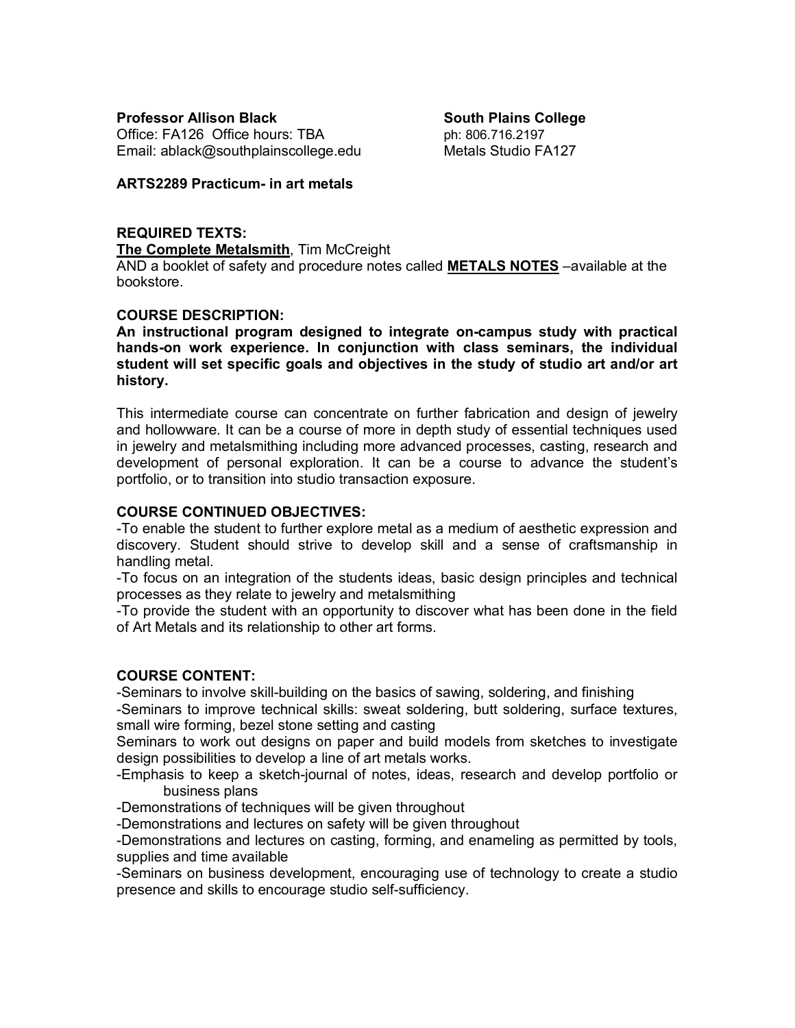**Professor Allison Black**
Office: FA126 Office hours: TBA
Email: ablack@southplainscollege.edu

**South Plains College**
ph: 806.716.2197
Metals Studio FA127

**ARTS2289 Practicum- in art metals**

**REQUIRED TEXTS:**

**The Complete Metalsmith**, Tim McCreight
AND a booklet of safety and procedure notes called **METALS NOTES** –available at the bookstore.

**COURSE DESCRIPTION:**

**An instructional program designed to integrate on-campus study with practical hands-on work experience. In conjunction with class seminars, the individual student will set specific goals and objectives in the study of studio art and/or art history.**

This intermediate course can concentrate on further fabrication and design of jewelry and hollowware. It can be a course of more in depth study of essential techniques used in jewelry and metalsmithing including more advanced processes, casting, research and development of personal exploration. It can be a course to advance the student's portfolio, or to transition into studio transaction exposure.

**COURSE CONTINUED OBJECTIVES:**

-To enable the student to further explore metal as a medium of aesthetic expression and discovery. Student should strive to develop skill and a sense of craftsmanship in handling metal.
-To focus on an integration of the students ideas, basic design principles and technical processes as they relate to jewelry and metalsmithing
-To provide the student with an opportunity to discover what has been done in the field of Art Metals and its relationship to other art forms.

**COURSE CONTENT:**

-Seminars to involve skill-building on the basics of sawing, soldering, and finishing
-Seminars to improve technical skills: sweat soldering, butt soldering, surface textures, small wire forming, bezel stone setting and casting
Seminars to work out designs on paper and build models from sketches to investigate design possibilities to develop a line of art metals works.
-Emphasis to keep a sketch-journal of notes, ideas, research and develop portfolio or business plans
-Demonstrations of techniques will be given throughout
-Demonstrations and lectures on safety will be given throughout
-Demonstrations and lectures on casting, forming, and enameling as permitted by tools, supplies and time available
-Seminars on business development, encouraging use of technology to create a studio presence and skills to encourage studio self-sufficiency.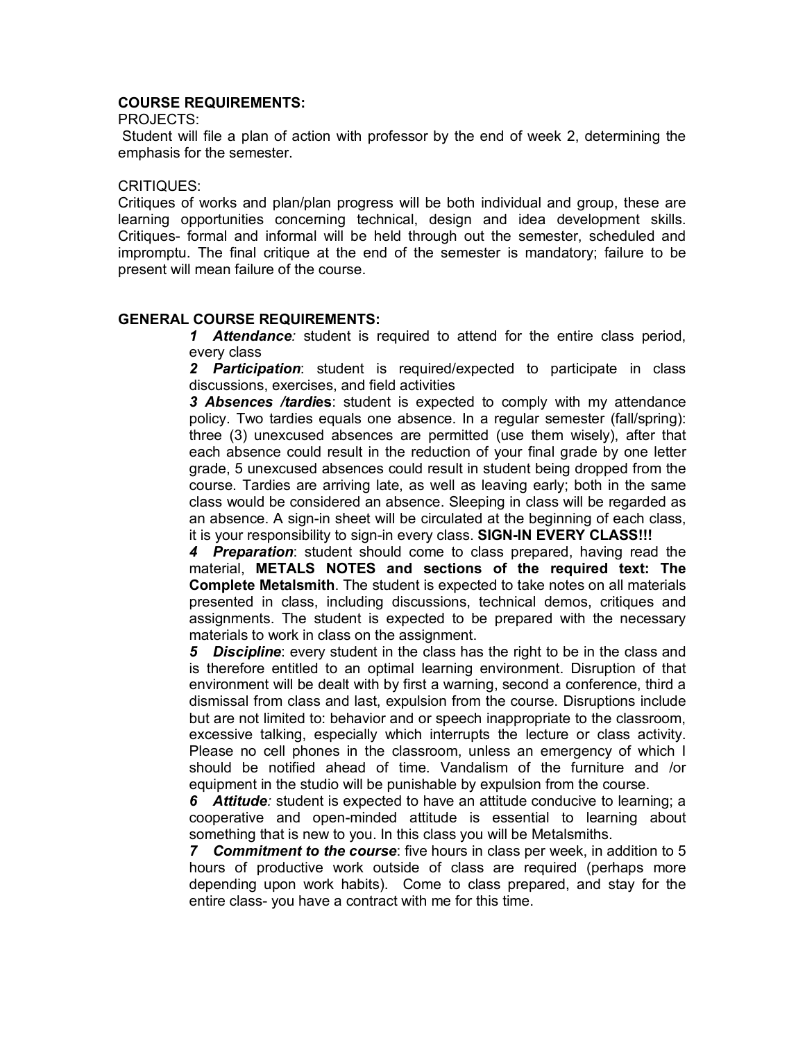**COURSE REQUIREMENTS:**

PROJECTS:

Student will file a plan of action with professor by the end of week 2, determining the emphasis for the semester.

CRITIQUES:

Critiques of works and plan/plan progress will be both individual and group, these are learning opportunities concerning technical, design and idea development skills. Critiques- formal and informal will be held through out the semester, scheduled and impromptu. The final critique at the end of the semester is mandatory; failure to be present will mean failure of the course.

**GENERAL COURSE REQUIREMENTS:**

***1 Attendance:*** student is required to attend for the entire class period, every class

***2 Participation***: student is required/expected to participate in class discussions, exercises, and field activities

***3 Absences /tardies***: student is expected to comply with my attendance policy. Two tardies equals one absence. In a regular semester (fall/spring): three (3) unexcused absences are permitted (use them wisely), after that each absence could result in the reduction of your final grade by one letter grade, 5 unexcused absences could result in student being dropped from the course. Tardies are arriving late, as well as leaving early; both in the same class would be considered an absence. Sleeping in class will be regarded as an absence. A sign-in sheet will be circulated at the beginning of each class, it is your responsibility to sign-in every class. **SIGN-IN EVERY CLASS!!!**

***4 Preparation***: student should come to class prepared, having read the material, **METALS NOTES and sections of the required text: The Complete Metalsmith**. The student is expected to take notes on all materials presented in class, including discussions, technical demos, critiques and assignments. The student is expected to be prepared with the necessary materials to work in class on the assignment.

***5 Discipline***: every student in the class has the right to be in the class and is therefore entitled to an optimal learning environment. Disruption of that environment will be dealt with by first a warning, second a conference, third a dismissal from class and last, expulsion from the course. Disruptions include but are not limited to: behavior and or speech inappropriate to the classroom, excessive talking, especially which interrupts the lecture or class activity. Please no cell phones in the classroom, unless an emergency of which I should be notified ahead of time. Vandalism of the furniture and /or equipment in the studio will be punishable by expulsion from the course.

***6 Attitude:*** student is expected to have an attitude conducive to learning; a cooperative and open-minded attitude is essential to learning about something that is new to you. In this class you will be Metalsmiths.

***7 Commitment to the course***: five hours in class per week, in addition to 5 hours of productive work outside of class are required (perhaps more depending upon work habits). Come to class prepared, and stay for the entire class- you have a contract with me for this time.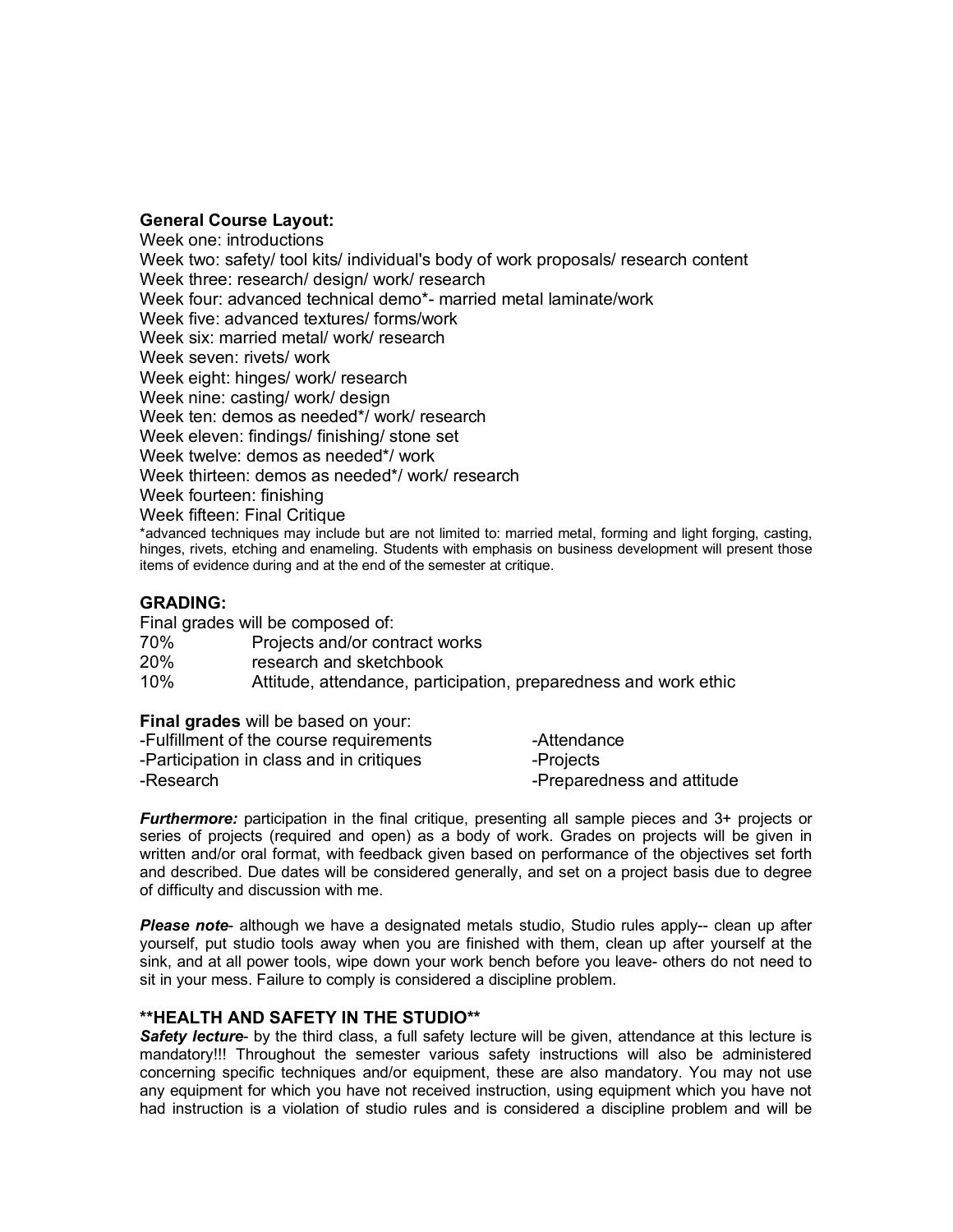**General Course Layout:**

Week one: introductions
Week two: safety/ tool kits/ individual's body of work proposals/ research content
Week three: research/ design/ work/ research
Week four: advanced technical demo*- married metal laminate/work
Week five: advanced textures/ forms/work
Week six: married metal/ work/ research
Week seven: rivets/ work
Week eight: hinges/ work/ research
Week nine: casting/ work/ design
Week ten: demos as needed*/ work/ research
Week eleven: findings/ finishing/ stone set
Week twelve: demos as needed*/ work
Week thirteen: demos as needed*/ work/ research
Week fourteen: finishing
Week fifteen: Final Critique

*advanced techniques may include but are not limited to: married metal, forming and light forging, casting, hinges, rivets, etching and enameling. Students with emphasis on business development will present those items of evidence during and at the end of the semester at critique.

**GRADING:**

Final grades will be composed of:

| | |
|---|---|
| 70% | Projects and/or contract works |
| 20% | research and sketchbook |
| 10% | Attitude, attendance, participation, preparedness and work ethic |

**Final grades** will be based on your:

- -Fulfillment of the course requirements
- -Participation in class and in critiques
- -Research
- -Attendance
- -Projects
- -Preparedness and attitude

***Furthermore:*** participation in the final critique, presenting all sample pieces and 3+ projects or series of projects (required and open) as a body of work. Grades on projects will be given in written and/or oral format, with feedback given based on performance of the objectives set forth and described. Due dates will be considered generally, and set on a project basis due to degree of difficulty and discussion with me.

***Please note***- although we have a designated metals studio, Studio rules apply-- clean up after yourself, put studio tools away when you are finished with them, clean up after yourself at the sink, and at all power tools, wipe down your work bench before you leave- others do not need to sit in your mess. Failure to comply is considered a discipline problem.

**\*\*HEALTH AND SAFETY IN THE STUDIO\*\***

***Safety lecture***- by the third class, a full safety lecture will be given, attendance at this lecture is mandatory!!! Throughout the semester various safety instructions will also be administered concerning specific techniques and/or equipment, these are also mandatory. You may not use any equipment for which you have not received instruction, using equipment which you have not had instruction is a violation of studio rules and is considered a discipline problem and will be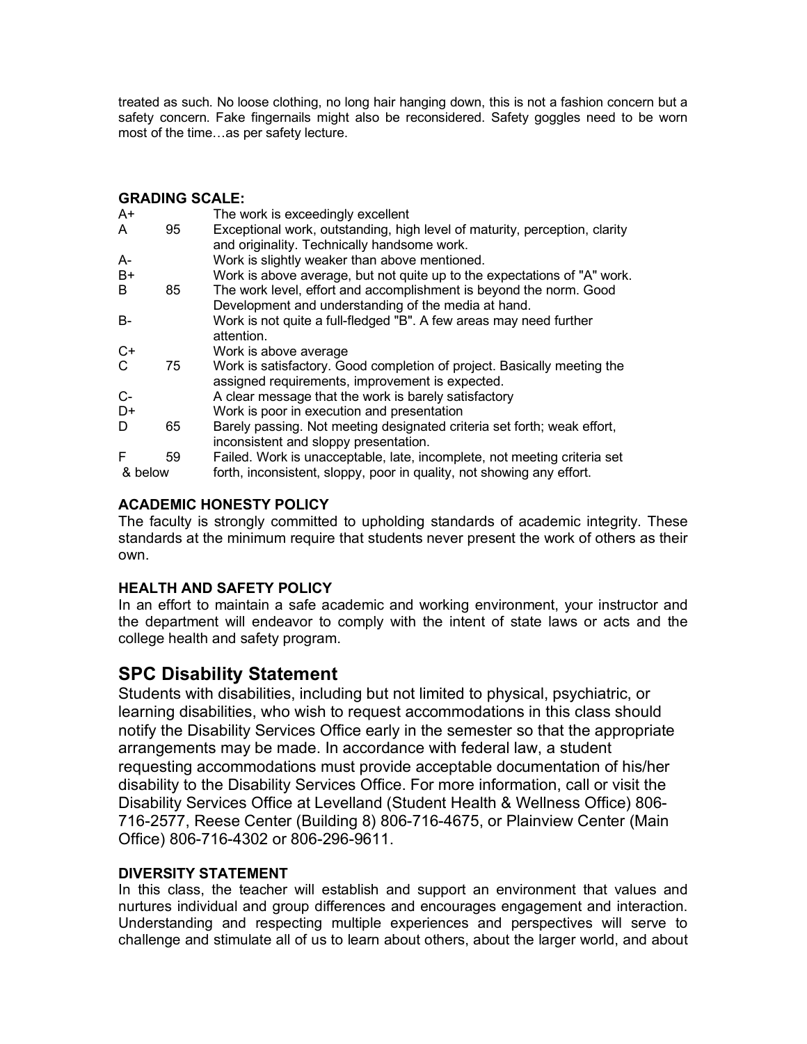treated as such. No loose clothing, no long hair hanging down, this is not a fashion concern but a safety concern. Fake fingernails might also be reconsidered. Safety goggles need to be worn most of the time…as per safety lecture.

**GRADING SCALE:**

| Grade | Score | Description |
|---|---|---|
| A+ | | The work is exceedingly excellent |
| A | 95 | Exceptional work, outstanding, high level of maturity, perception, clarity and originality. Technically handsome work. |
| A- | | Work is slightly weaker than above mentioned. |
| B+ | | Work is above average, but not quite up to the expectations of "A" work. |
| B | 85 | The work level, effort and accomplishment is beyond the norm. Good Development and understanding of the media at hand. |
| B- | | Work is not quite a full-fledged "B". A few areas may need further attention. |
| C+ | | Work is above average |
| C | 75 | Work is satisfactory. Good completion of project. Basically meeting the assigned requirements, improvement is expected. |
| C- | | A clear message that the work is barely satisfactory |
| D+ | | Work is poor in execution and presentation |
| D | 65 | Barely passing. Not meeting designated criteria set forth; weak effort, inconsistent and sloppy presentation. |
| F | 59 & below | Failed. Work is unacceptable, late, incomplete, not meeting criteria set forth, inconsistent, sloppy, poor in quality, not showing any effort. |

### ACADEMIC HONESTY POLICY

The faculty is strongly committed to upholding standards of academic integrity. These standards at the minimum require that students never present the work of others as their own.

### HEALTH AND SAFETY POLICY

In an effort to maintain a safe academic and working environment, your instructor and the department will endeavor to comply with the intent of state laws or acts and the college health and safety program.

## SPC Disability Statement

Students with disabilities, including but not limited to physical, psychiatric, or learning disabilities, who wish to request accommodations in this class should notify the Disability Services Office early in the semester so that the appropriate arrangements may be made. In accordance with federal law, a student requesting accommodations must provide acceptable documentation of his/her disability to the Disability Services Office. For more information, call or visit the Disability Services Office at Levelland (Student Health & Wellness Office) 806-716-2577, Reese Center (Building 8) 806-716-4675, or Plainview Center (Main Office) 806-716-4302 or 806-296-9611.

### DIVERSITY STATEMENT

In this class, the teacher will establish and support an environment that values and nurtures individual and group differences and encourages engagement and interaction. Understanding and respecting multiple experiences and perspectives will serve to challenge and stimulate all of us to learn about others, about the larger world, and about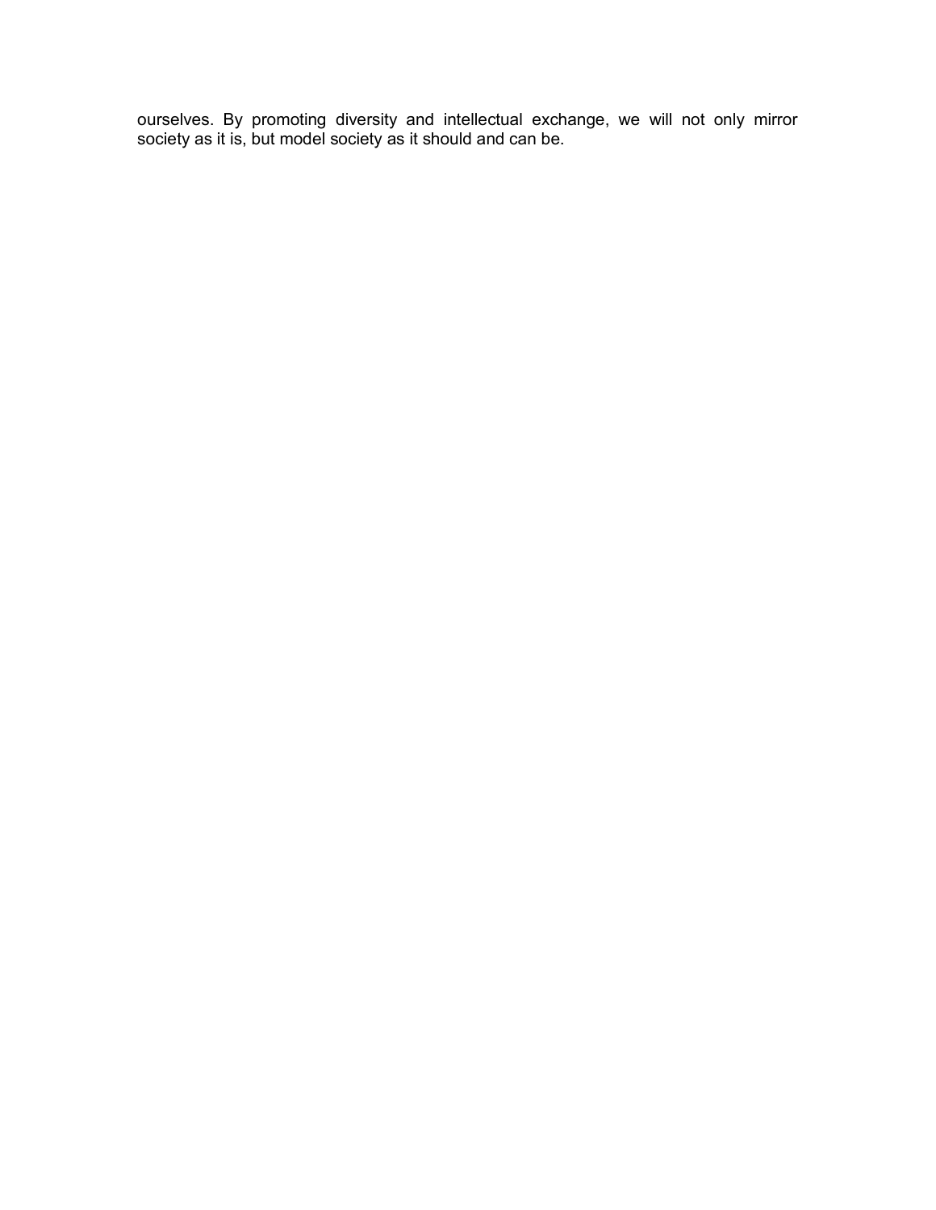ourselves. By promoting diversity and intellectual exchange, we will not only mirror society as it is, but model society as it should and can be.